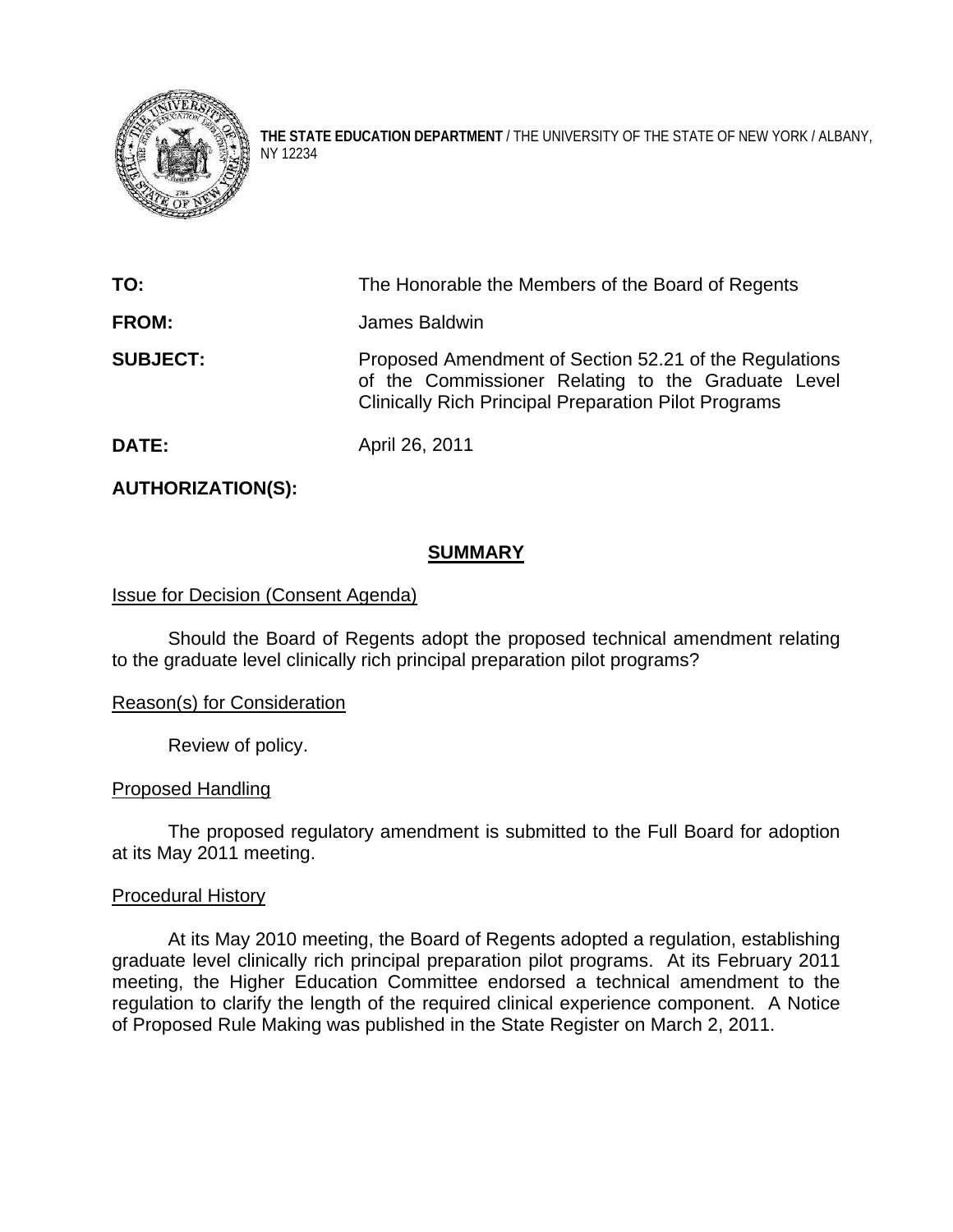**THE STATE EDUCATION DEPARTMENT** / THE UNIVERSITY OF THE STATE OF NEW YORK / ALBANY, NY 12234

**TO:** The Honorable the Members of the Board of Regents

**FROM:** James Baldwin

**SUBJECT:** Proposed Amendment of Section 52.21 of the Regulations of the Commissioner Relating to the Graduate Level Clinically Rich Principal Preparation Pilot Programs

**DATE:** April 26, 2011

**AUTHORIZATION(S):**

## SUMMARY

Issue for Decision (Consent Agenda)

Should the Board of Regents adopt the proposed technical amendment relating to the graduate level clinically rich principal preparation pilot programs?

Reason(s) for Consideration

Review of policy.

Proposed Handling

The proposed regulatory amendment is submitted to the Full Board for adoption at its May 2011 meeting.

Procedural History

At its May 2010 meeting, the Board of Regents adopted a regulation, establishing graduate level clinically rich principal preparation pilot programs. At its February 2011 meeting, the Higher Education Committee endorsed a technical amendment to the regulation to clarify the length of the required clinical experience component. A Notice of Proposed Rule Making was published in the State Register on March 2, 2011.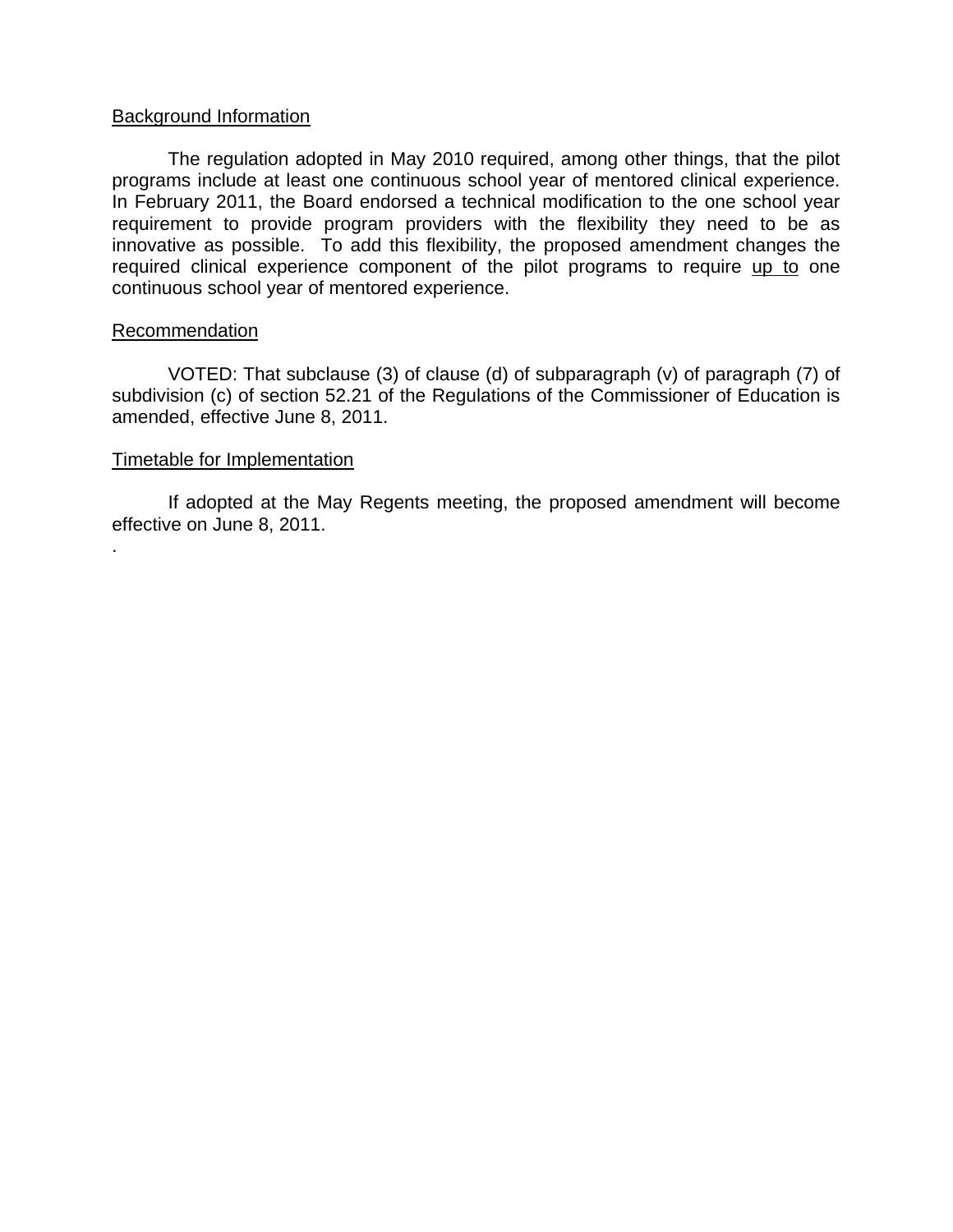Background Information

The regulation adopted in May 2010 required, among other things, that the pilot programs include at least one continuous school year of mentored clinical experience. In February 2011, the Board endorsed a technical modification to the one school year requirement to provide program providers with the flexibility they need to be as innovative as possible. To add this flexibility, the proposed amendment changes the required clinical experience component of the pilot programs to require <u>up to</u> one continuous school year of mentored experience.

Recommendation

VOTED: That subclause (3) of clause (d) of subparagraph (v) of paragraph (7) of subdivision (c) of section 52.21 of the Regulations of the Commissioner of Education is amended, effective June 8, 2011.

Timetable for Implementation

If adopted at the May Regents meeting, the proposed amendment will become effective on June 8, 2011.

.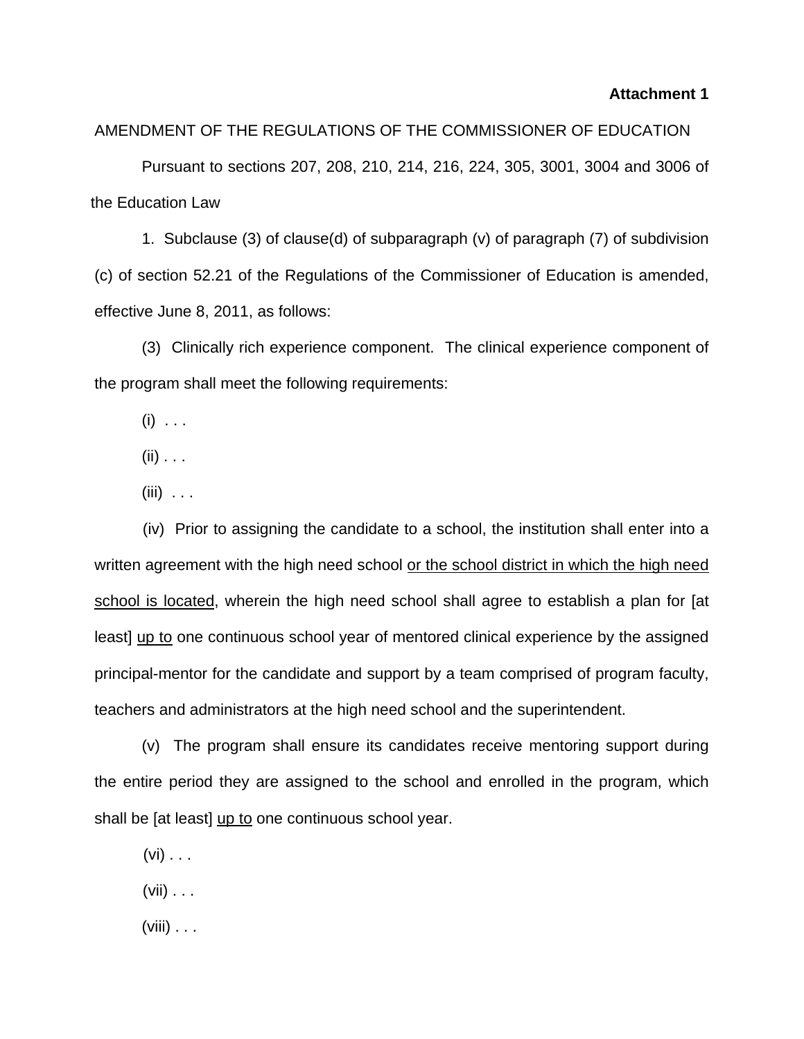**Attachment 1**

AMENDMENT OF THE REGULATIONS OF THE COMMISSIONER OF EDUCATION

Pursuant to sections 207, 208, 210, 214, 216, 224, 305, 3001, 3004 and 3006 of the Education Law

1. Subclause (3) of clause(d) of subparagraph (v) of paragraph (7) of subdivision (c) of section 52.21 of the Regulations of the Commissioner of Education is amended, effective June 8, 2011, as follows:

(3) Clinically rich experience component. The clinical experience component of the program shall meet the following requirements:

(i) . . .

(ii) . . .

(iii) . . .

(iv) Prior to assigning the candidate to a school, the institution shall enter into a written agreement with the high need school <u>or the school district in which the high need school is located</u>, wherein the high need school shall agree to establish a plan for [at least] <u>up to</u> one continuous school year of mentored clinical experience by the assigned principal-mentor for the candidate and support by a team comprised of program faculty, teachers and administrators at the high need school and the superintendent.

(v) The program shall ensure its candidates receive mentoring support during the entire period they are assigned to the school and enrolled in the program, which shall be [at least] <u>up to</u> one continuous school year.

(vi) . . .

(vii) . . .

(viii) . . .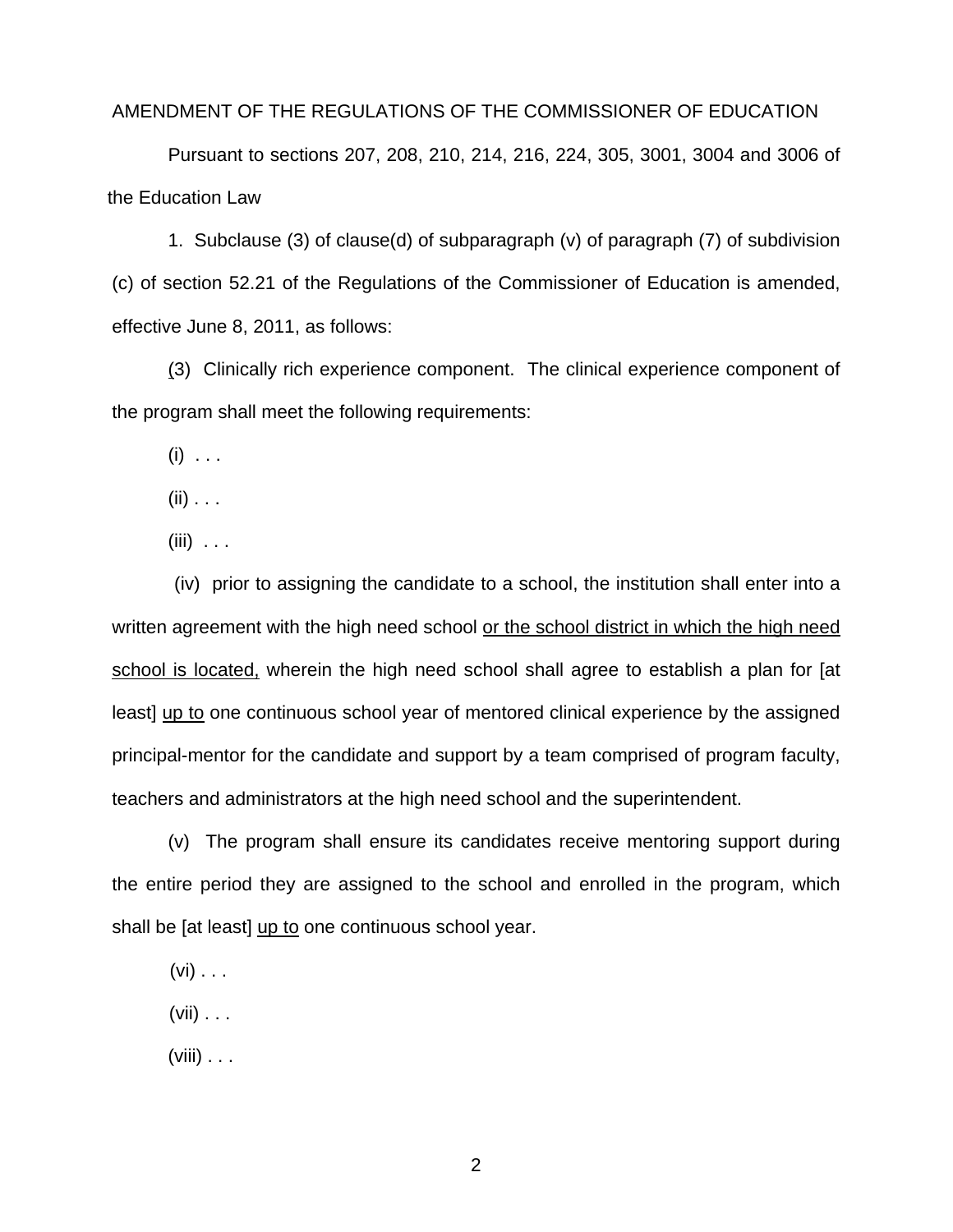AMENDMENT OF THE REGULATIONS OF THE COMMISSIONER OF EDUCATION

Pursuant to sections 207, 208, 210, 214, 216, 224, 305, 3001, 3004 and 3006 of the Education Law

1. Subclause (3) of clause(d) of subparagraph (v) of paragraph (7) of subdivision (c) of section 52.21 of the Regulations of the Commissioner of Education is amended, effective June 8, 2011, as follows:

(3) Clinically rich experience component. The clinical experience component of the program shall meet the following requirements:

(i) . . .

(ii) . . .

(iii) . . .

(iv) prior to assigning the candidate to a school, the institution shall enter into a written agreement with the high need school <u>or the school district in which the high need school is located,</u> wherein the high need school shall agree to establish a plan for [at least] <u>up to</u> one continuous school year of mentored clinical experience by the assigned principal-mentor for the candidate and support by a team comprised of program faculty, teachers and administrators at the high need school and the superintendent.

(v) The program shall ensure its candidates receive mentoring support during the entire period they are assigned to the school and enrolled in the program, which shall be [at least] <u>up to</u> one continuous school year.

(vi) . . .

(vii) . . .

(viii) . . .